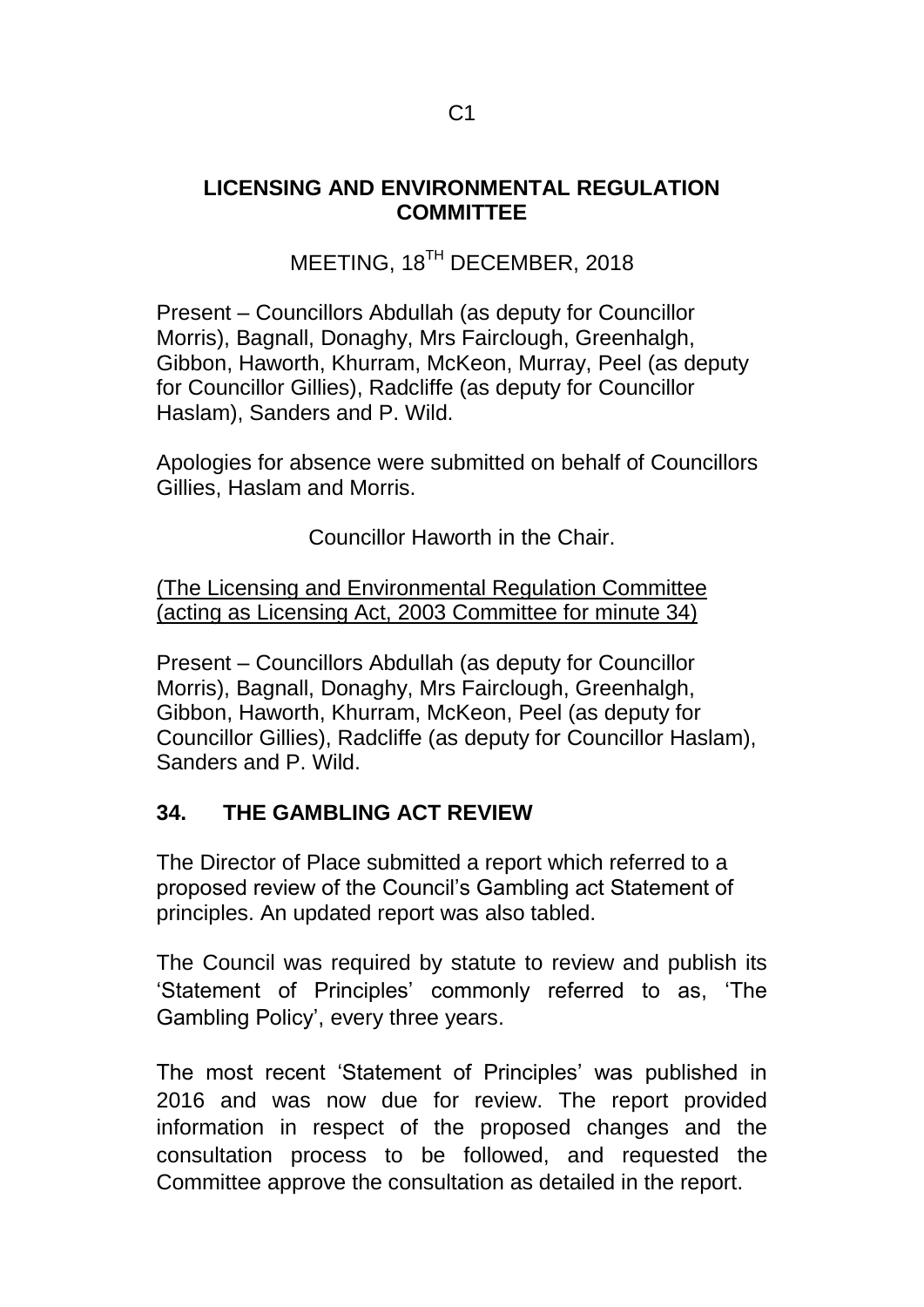## LICENSING AND ENVIRONMENTAL REGULATION COMMITTEE

MEETING, 18TH DECEMBER, 2018

Present – Councillors Abdullah (as deputy for Councillor Morris), Bagnall, Donaghy, Mrs Fairclough, Greenhalgh, Gibbon, Haworth, Khurram, McKeon, Murray, Peel (as deputy for Councillor Gillies), Radcliffe (as deputy for Councillor Haslam), Sanders and P. Wild.

Apologies for absence were submitted on behalf of Councillors Gillies, Haslam and Morris.

Councillor Haworth in the Chair.

(The Licensing and Environmental Regulation Committee (acting as Licensing Act, 2003 Committee for minute 34)

Present – Councillors Abdullah (as deputy for Councillor Morris), Bagnall, Donaghy, Mrs Fairclough, Greenhalgh, Gibbon, Haworth, Khurram, McKeon, Peel (as deputy for Councillor Gillies), Radcliffe (as deputy for Councillor Haslam), Sanders and P. Wild.

### 34. THE GAMBLING ACT REVIEW

The Director of Place submitted a report which referred to a proposed review of the Council's Gambling act Statement of principles. An updated report was also tabled.

The Council was required by statute to review and publish its 'Statement of Principles' commonly referred to as, 'The Gambling Policy', every three years.

The most recent 'Statement of Principles' was published in 2016 and was now due for review. The report provided information in respect of the proposed changes and the consultation process to be followed, and requested the Committee approve the consultation as detailed in the report.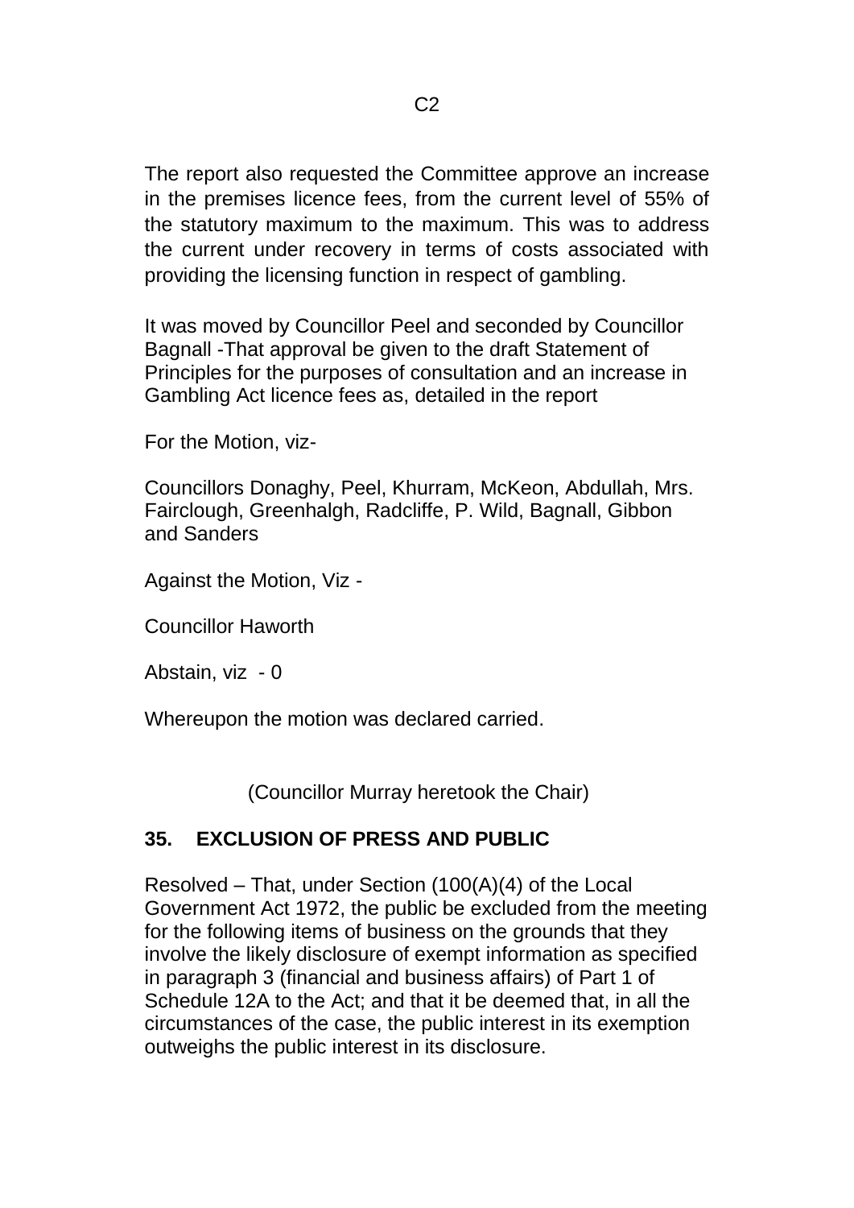The report also requested the Committee approve an increase in the premises licence fees, from the current level of 55% of the statutory maximum to the maximum. This was to address the current under recovery in terms of costs associated with providing the licensing function in respect of gambling.

It was moved by Councillor Peel and seconded by Councillor Bagnall -That approval be given to the draft Statement of Principles for the purposes of consultation and an increase in Gambling Act licence fees as, detailed in the report

For the Motion, viz-

Councillors Donaghy, Peel, Khurram, McKeon, Abdullah, Mrs. Fairclough, Greenhalgh, Radcliffe, P. Wild, Bagnall, Gibbon and Sanders

Against the Motion, Viz -

Councillor Haworth

Abstain, viz - 0

Whereupon the motion was declared carried.

(Councillor Murray heretook the Chair)

## 35. EXCLUSION OF PRESS AND PUBLIC

Resolved – That, under Section (100(A)(4) of the Local Government Act 1972, the public be excluded from the meeting for the following items of business on the grounds that they involve the likely disclosure of exempt information as specified in paragraph 3 (financial and business affairs) of Part 1 of Schedule 12A to the Act; and that it be deemed that, in all the circumstances of the case, the public interest in its exemption outweighs the public interest in its disclosure.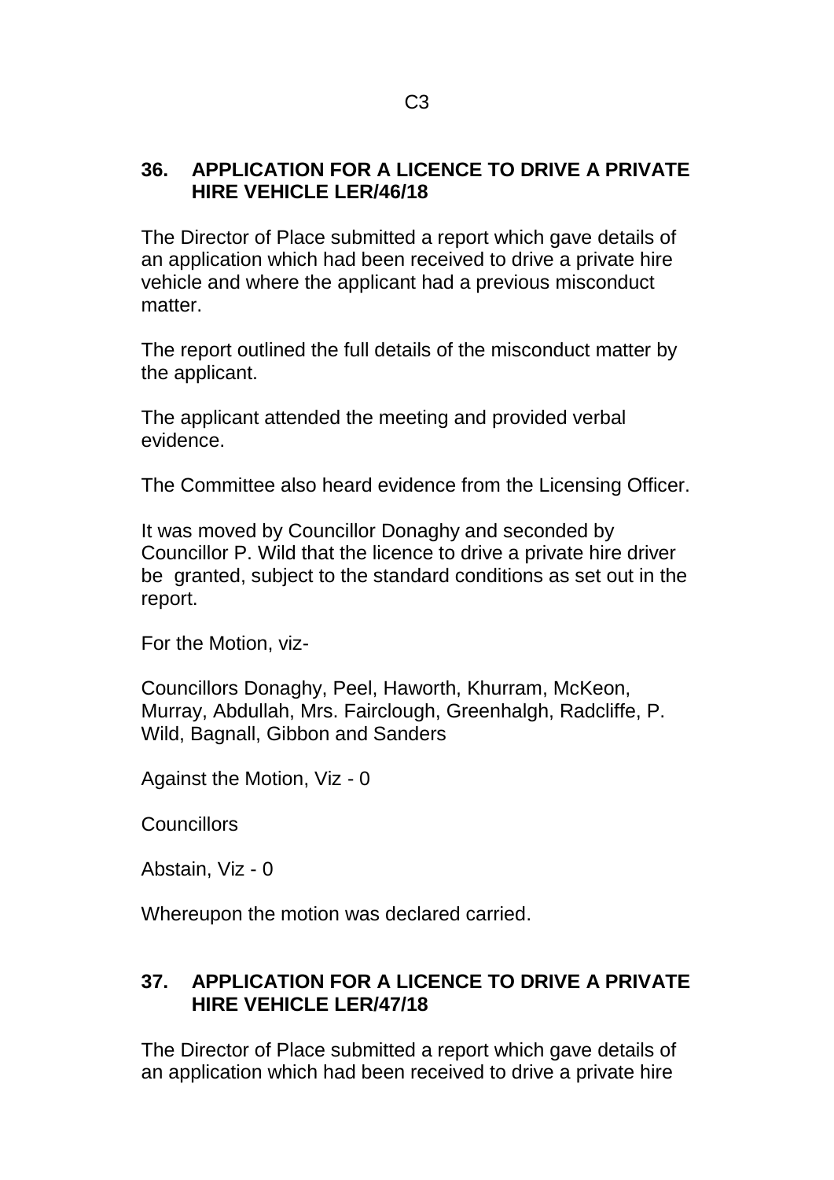## 36. APPLICATION FOR A LICENCE TO DRIVE A PRIVATE HIRE VEHICLE LER/46/18

The Director of Place submitted a report which gave details of an application which had been received to drive a private hire vehicle and where the applicant had a previous misconduct matter.

The report outlined the full details of the misconduct matter by the applicant.

The applicant attended the meeting and provided verbal evidence.

The Committee also heard evidence from the Licensing Officer.

It was moved by Councillor Donaghy and seconded by Councillor P. Wild that the licence to drive a private hire driver be granted, subject to the standard conditions as set out in the report.

For the Motion, viz-

Councillors Donaghy, Peel, Haworth, Khurram, McKeon, Murray, Abdullah, Mrs. Fairclough, Greenhalgh, Radcliffe, P. Wild, Bagnall, Gibbon and Sanders

Against the Motion, Viz - 0

Councillors

Abstain, Viz - 0

Whereupon the motion was declared carried.

## 37. APPLICATION FOR A LICENCE TO DRIVE A PRIVATE HIRE VEHICLE LER/47/18

The Director of Place submitted a report which gave details of an application which had been received to drive a private hire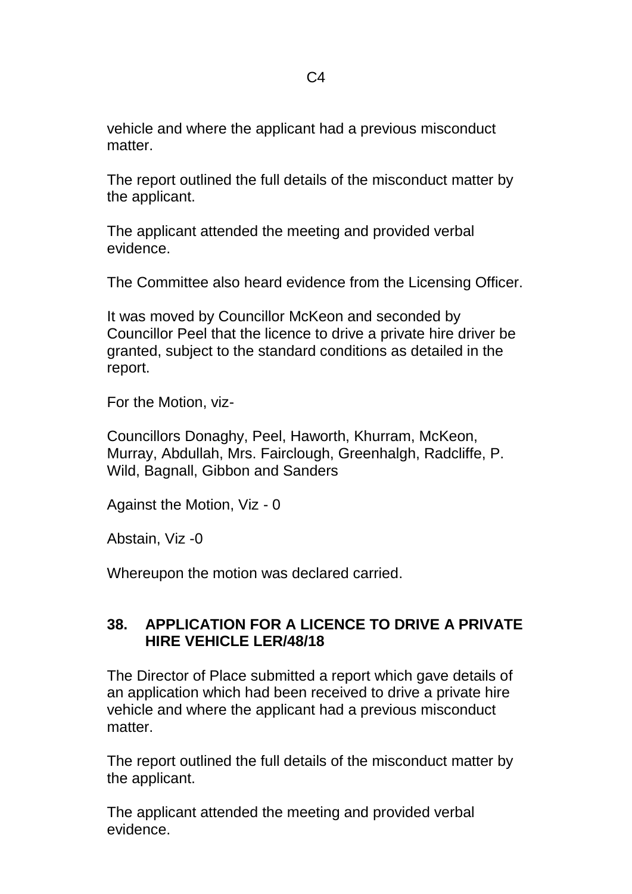vehicle and where the applicant had a previous misconduct matter.

The report outlined the full details of the misconduct matter by the applicant.

The applicant attended the meeting and provided verbal evidence.

The Committee also heard evidence from the Licensing Officer.

It was moved by Councillor McKeon and seconded by Councillor Peel that the licence to drive a private hire driver be granted, subject to the standard conditions as detailed in the report.

For the Motion, viz-

Councillors Donaghy, Peel, Haworth, Khurram, McKeon, Murray, Abdullah, Mrs. Fairclough, Greenhalgh, Radcliffe, P. Wild, Bagnall, Gibbon and Sanders

Against the Motion, Viz - 0

Abstain, Viz -0

Whereupon the motion was declared carried.

## 38. APPLICATION FOR A LICENCE TO DRIVE A PRIVATE HIRE VEHICLE LER/48/18

The Director of Place submitted a report which gave details of an application which had been received to drive a private hire vehicle and where the applicant had a previous misconduct matter.

The report outlined the full details of the misconduct matter by the applicant.

The applicant attended the meeting and provided verbal evidence.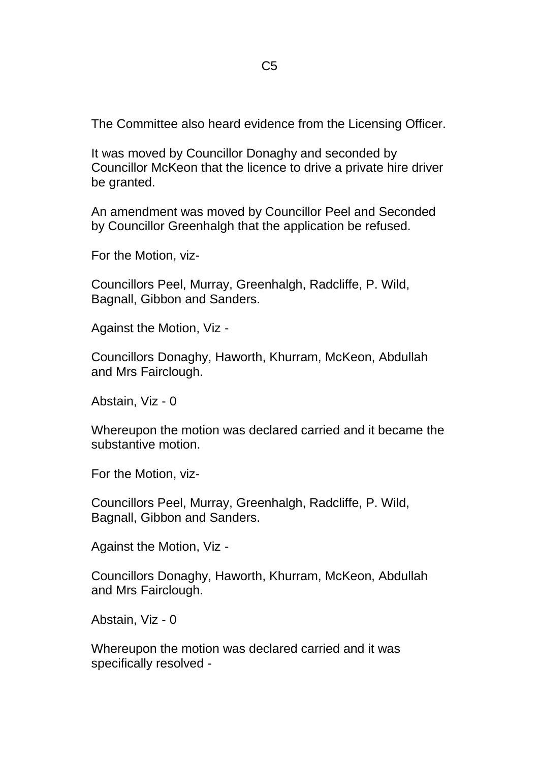The Committee also heard evidence from the Licensing Officer.

It was moved by Councillor Donaghy and seconded by Councillor McKeon that the licence to drive a private hire driver be granted.

An amendment was moved by Councillor Peel and Seconded by Councillor Greenhalgh that the application be refused.

For the Motion, viz-

Councillors Peel, Murray, Greenhalgh, Radcliffe, P. Wild, Bagnall, Gibbon and Sanders.

Against the Motion, Viz -

Councillors Donaghy, Haworth, Khurram, McKeon, Abdullah and Mrs Fairclough.

Abstain, Viz - 0

Whereupon the motion was declared carried and it became the substantive motion.

For the Motion, viz-

Councillors Peel, Murray, Greenhalgh, Radcliffe, P. Wild, Bagnall, Gibbon and Sanders.

Against the Motion, Viz -

Councillors Donaghy, Haworth, Khurram, McKeon, Abdullah and Mrs Fairclough.

Abstain, Viz - 0

Whereupon the motion was declared carried and it was specifically resolved -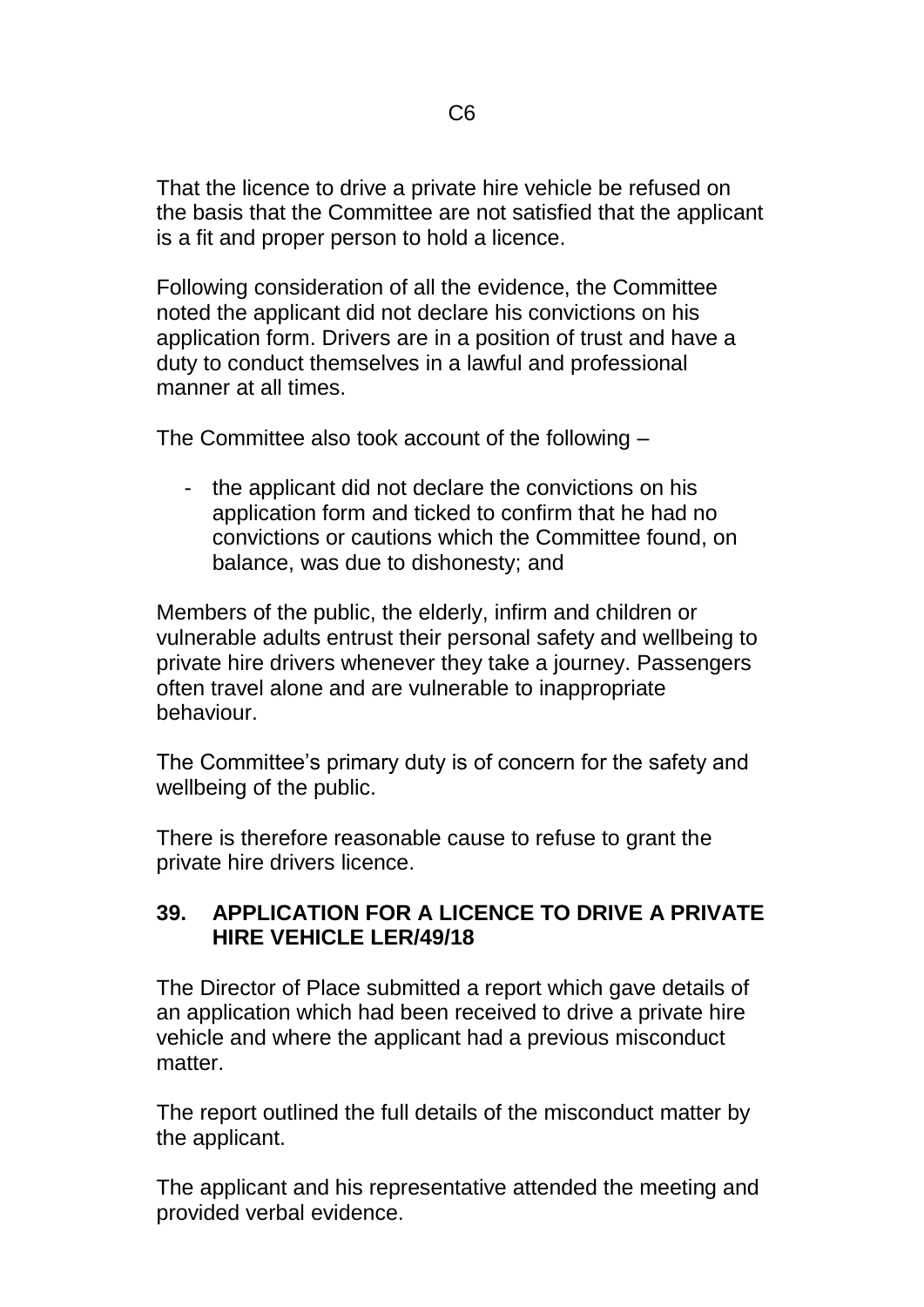That the licence to drive a private hire vehicle be refused on the basis that the Committee are not satisfied that the applicant is a fit and proper person to hold a licence.

Following consideration of all the evidence, the Committee noted the applicant did not declare his convictions on his application form. Drivers are in a position of trust and have a duty to conduct themselves in a lawful and professional manner at all times.

The Committee also took account of the following –

- the applicant did not declare the convictions on his application form and ticked to confirm that he had no convictions or cautions which the Committee found, on balance, was due to dishonesty; and

Members of the public, the elderly, infirm and children or vulnerable adults entrust their personal safety and wellbeing to private hire drivers whenever they take a journey. Passengers often travel alone and are vulnerable to inappropriate behaviour.

The Committee's primary duty is of concern for the safety and wellbeing of the public.

There is therefore reasonable cause to refuse to grant the private hire drivers licence.

## 39. APPLICATION FOR A LICENCE TO DRIVE A PRIVATE HIRE VEHICLE LER/49/18

The Director of Place submitted a report which gave details of an application which had been received to drive a private hire vehicle and where the applicant had a previous misconduct matter.

The report outlined the full details of the misconduct matter by the applicant.

The applicant and his representative attended the meeting and provided verbal evidence.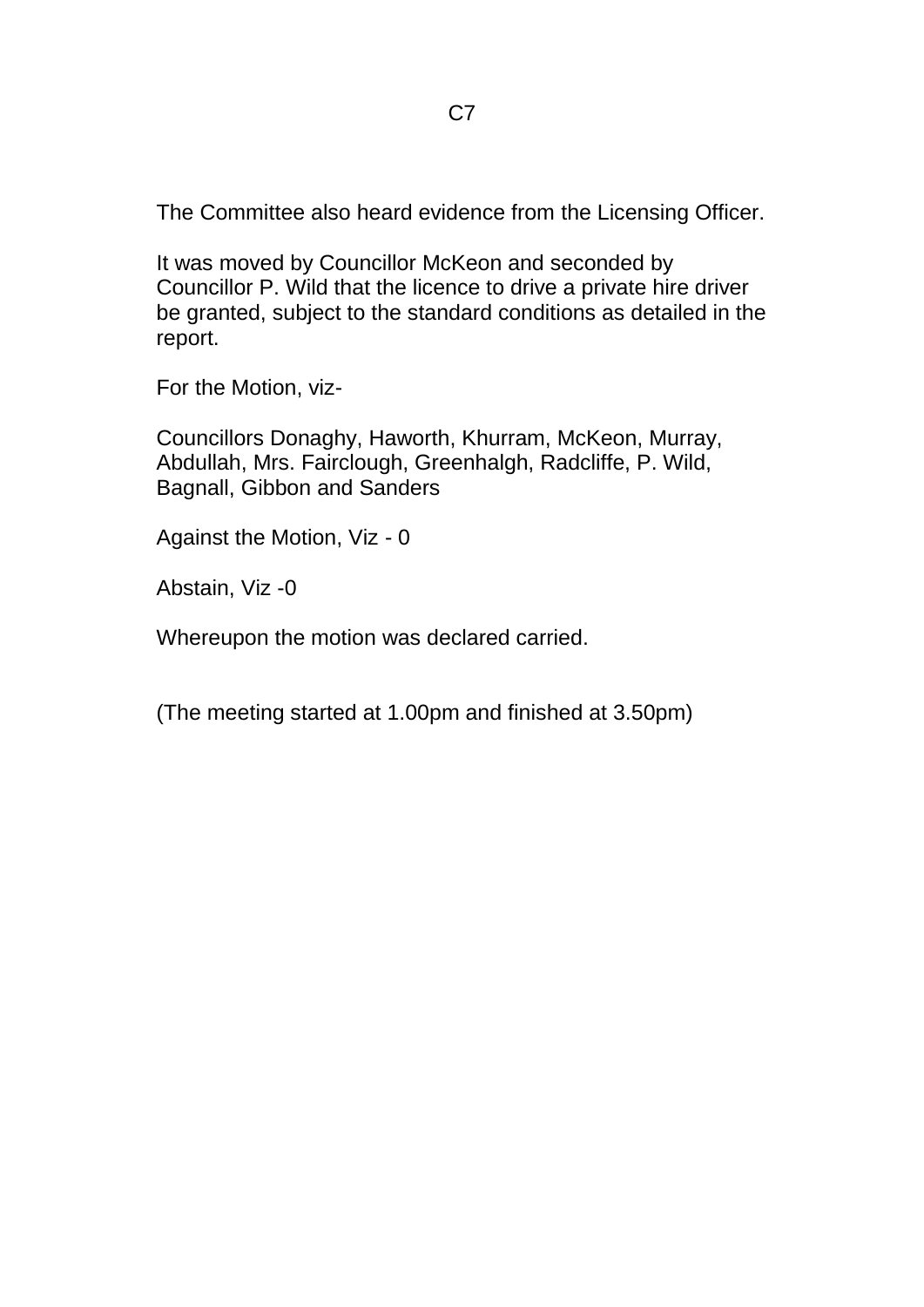The Committee also heard evidence from the Licensing Officer.

It was moved by Councillor McKeon and seconded by Councillor P. Wild that the licence to drive a private hire driver be granted, subject to the standard conditions as detailed in the report.

For the Motion, viz-

Councillors Donaghy, Haworth, Khurram, McKeon, Murray, Abdullah, Mrs. Fairclough, Greenhalgh, Radcliffe, P. Wild, Bagnall, Gibbon and Sanders

Against the Motion, Viz - 0

Abstain, Viz -0

Whereupon the motion was declared carried.

(The meeting started at 1.00pm and finished at 3.50pm)